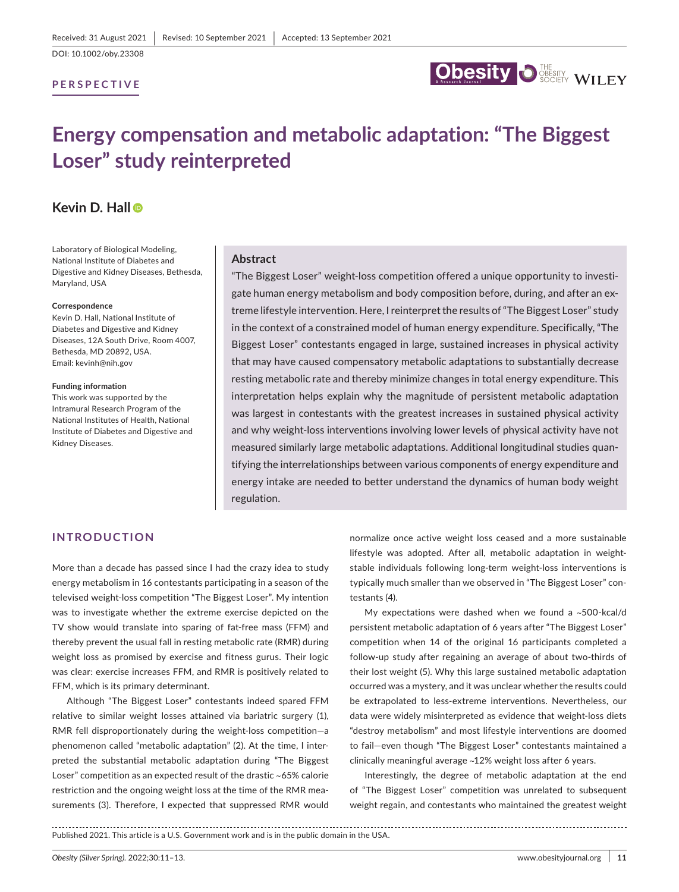Received: 31 August 2021 | Revised: 10 September 2021 | Accepted: 13 September 2021

DOI: 10.1002/oby.23308

**PERSPECTIVE**

# Energy compensation and metabolic adaptation: "The Biggest Loser" study reinterpreted

**Kevin D. Hall**

Laboratory of Biological Modeling, National Institute of Diabetes and Digestive and Kidney Diseases, Bethesda, Maryland, USA

**Correspondence**
Kevin D. Hall, National Institute of Diabetes and Digestive and Kidney Diseases, 12A South Drive, Room 4007, Bethesda, MD 20892, USA.
Email: kevinh@nih.gov

**Funding information**
This work was supported by the Intramural Research Program of the National Institutes of Health, National Institute of Diabetes and Digestive and Kidney Diseases.

## Abstract

"The Biggest Loser" weight-loss competition offered a unique opportunity to investigate human energy metabolism and body composition before, during, and after an extreme lifestyle intervention. Here, I reinterpret the results of "The Biggest Loser" study in the context of a constrained model of human energy expenditure. Specifically, "The Biggest Loser" contestants engaged in large, sustained increases in physical activity that may have caused compensatory metabolic adaptations to substantially decrease resting metabolic rate and thereby minimize changes in total energy expenditure. This interpretation helps explain why the magnitude of persistent metabolic adaptation was largest in contestants with the greatest increases in sustained physical activity and why weight-loss interventions involving lower levels of physical activity have not measured similarly large metabolic adaptations. Additional longitudinal studies quantifying the interrelationships between various components of energy expenditure and energy intake are needed to better understand the dynamics of human body weight regulation.

## INTRODUCTION

More than a decade has passed since I had the crazy idea to study energy metabolism in 16 contestants participating in a season of the televised weight-loss competition "The Biggest Loser". My intention was to investigate whether the extreme exercise depicted on the TV show would translate into sparing of fat-free mass (FFM) and thereby prevent the usual fall in resting metabolic rate (RMR) during weight loss as promised by exercise and fitness gurus. Their logic was clear: exercise increases FFM, and RMR is positively related to FFM, which is its primary determinant.

Although "The Biggest Loser" contestants indeed spared FFM relative to similar weight losses attained via bariatric surgery (1), RMR fell disproportionately during the weight-loss competition—a phenomenon called "metabolic adaptation" (2). At the time, I interpreted the substantial metabolic adaptation during "The Biggest Loser" competition as an expected result of the drastic ~65% calorie restriction and the ongoing weight loss at the time of the RMR measurements (3). Therefore, I expected that suppressed RMR would normalize once active weight loss ceased and a more sustainable lifestyle was adopted. After all, metabolic adaptation in weight-stable individuals following long-term weight-loss interventions is typically much smaller than we observed in "The Biggest Loser" contestants (4).

My expectations were dashed when we found a ~500-kcal/d persistent metabolic adaptation of 6 years after "The Biggest Loser" competition when 14 of the original 16 participants completed a follow-up study after regaining an average of about two-thirds of their lost weight (5). Why this large sustained metabolic adaptation occurred was a mystery, and it was unclear whether the results could be extrapolated to less-extreme interventions. Nevertheless, our data were widely misinterpreted as evidence that weight-loss diets "destroy metabolism" and most lifestyle interventions are doomed to fail—even though "The Biggest Loser" contestants maintained a clinically meaningful average ~12% weight loss after 6 years.

Interestingly, the degree of metabolic adaptation at the end of "The Biggest Loser" competition was unrelated to subsequent weight regain, and contestants who maintained the greatest weight

Published 2021. This article is a U.S. Government work and is in the public domain in the USA.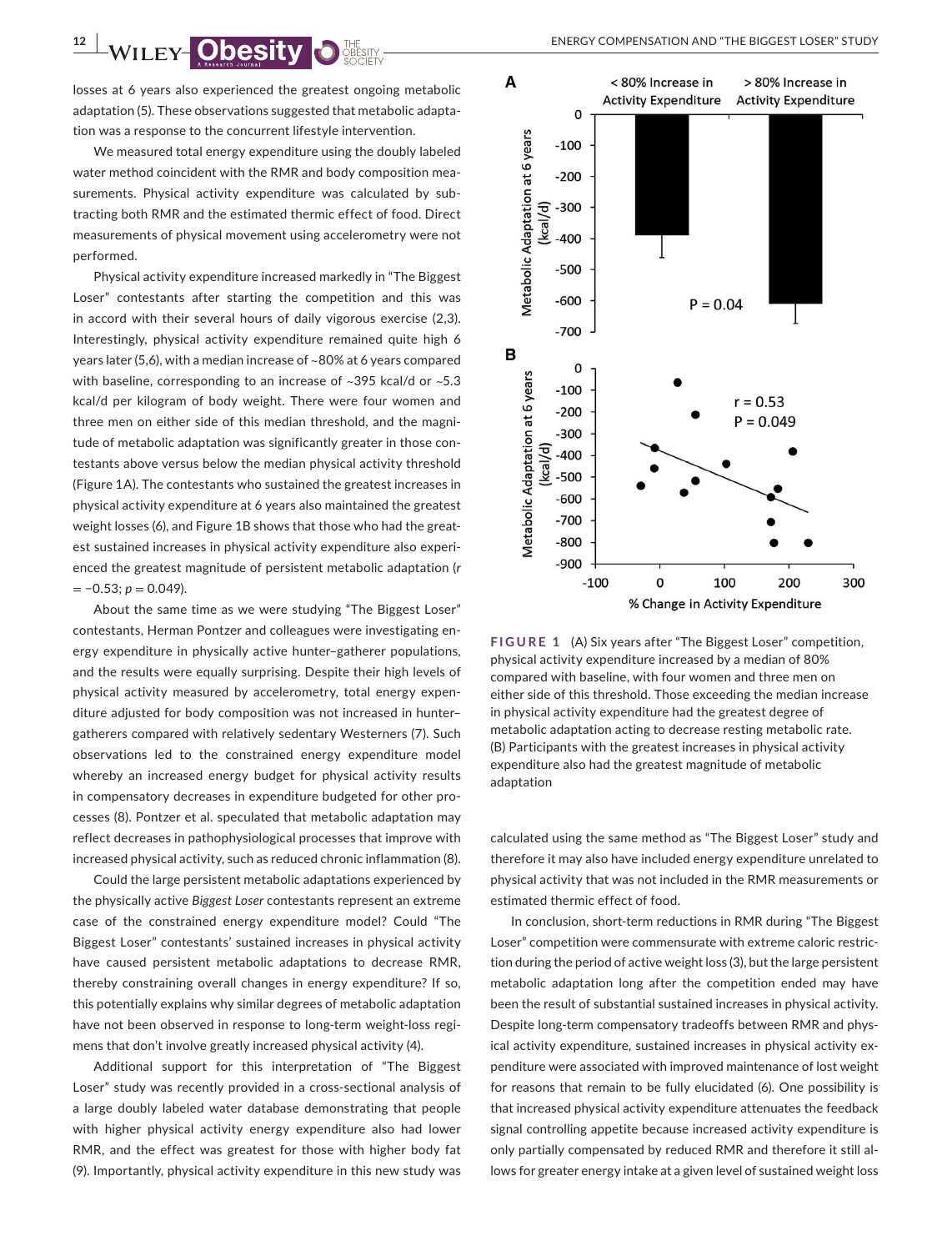losses at 6 years also experienced the greatest ongoing metabolic adaptation (5). These observations suggested that metabolic adaptation was a response to the concurrent lifestyle intervention.

We measured total energy expenditure using the doubly labeled water method coincident with the RMR and body composition measurements. Physical activity expenditure was calculated by subtracting both RMR and the estimated thermic effect of food. Direct measurements of physical movement using accelerometry were not performed.

Physical activity expenditure increased markedly in "The Biggest Loser" contestants after starting the competition and this was in accord with their several hours of daily vigorous exercise (2,3). Interestingly, physical activity expenditure remained quite high 6 years later (5,6), with a median increase of ~80% at 6 years compared with baseline, corresponding to an increase of ~395 kcal/d or ~5.3 kcal/d per kilogram of body weight. There were four women and three men on either side of this median threshold, and the magnitude of metabolic adaptation was significantly greater in those contestants above versus below the median physical activity threshold (Figure 1A). The contestants who sustained the greatest increases in physical activity expenditure at 6 years also maintained the greatest weight losses (6), and Figure 1B shows that those who had the greatest sustained increases in physical activity expenditure also experienced the greatest magnitude of persistent metabolic adaptation ($r = -0.53$; $p = 0.049$).

About the same time as we were studying "The Biggest Loser" contestants, Herman Pontzer and colleagues were investigating energy expenditure in physically active hunter–gatherer populations, and the results were equally surprising. Despite their high levels of physical activity measured by accelerometry, total energy expenditure adjusted for body composition was not increased in hunter–gatherers compared with relatively sedentary Westerners (7). Such observations led to the constrained energy expenditure model whereby an increased energy budget for physical activity results in compensatory decreases in expenditure budgeted for other processes (8). Pontzer et al. speculated that metabolic adaptation may reflect decreases in pathophysiological processes that improve with increased physical activity, such as reduced chronic inflammation (8).

Could the large persistent metabolic adaptations experienced by the physically active *Biggest Loser* contestants represent an extreme case of the constrained energy expenditure model? Could "The Biggest Loser" contestants' sustained increases in physical activity have caused persistent metabolic adaptations to decrease RMR, thereby constraining overall changes in energy expenditure? If so, this potentially explains why similar degrees of metabolic adaptation have not been observed in response to long-term weight-loss regimens that don't involve greatly increased physical activity (4).

Additional support for this interpretation of "The Biggest Loser" study was recently provided in a cross-sectional analysis of a large doubly labeled water database demonstrating that people with higher physical activity energy expenditure also had lower RMR, and the effect was greatest for those with higher body fat (9). Importantly, physical activity expenditure in this new study was calculated using the same method as "The Biggest Loser" study and therefore it may also have included energy expenditure unrelated to physical activity that was not included in the RMR measurements or estimated thermic effect of food.

**FIGURE 1** (A) Six years after "The Biggest Loser" competition, physical activity expenditure increased by a median of 80% compared with baseline, with four women and three men on either side of this threshold. Those exceeding the median increase in physical activity expenditure had the greatest degree of metabolic adaptation acting to decrease resting metabolic rate. (B) Participants with the greatest increases in physical activity expenditure also had the greatest magnitude of metabolic adaptation

In conclusion, short-term reductions in RMR during "The Biggest Loser" competition were commensurate with extreme caloric restriction during the period of active weight loss (3), but the large persistent metabolic adaptation long after the competition ended may have been the result of substantial sustained increases in physical activity. Despite long-term compensatory tradeoffs between RMR and physical activity expenditure, sustained increases in physical activity expenditure were associated with improved maintenance of lost weight for reasons that remain to be fully elucidated (6). One possibility is that increased physical activity expenditure attenuates the feedback signal controlling appetite because increased activity expenditure is only partially compensated by reduced RMR and therefore it still allows for greater energy intake at a given level of sustained weight loss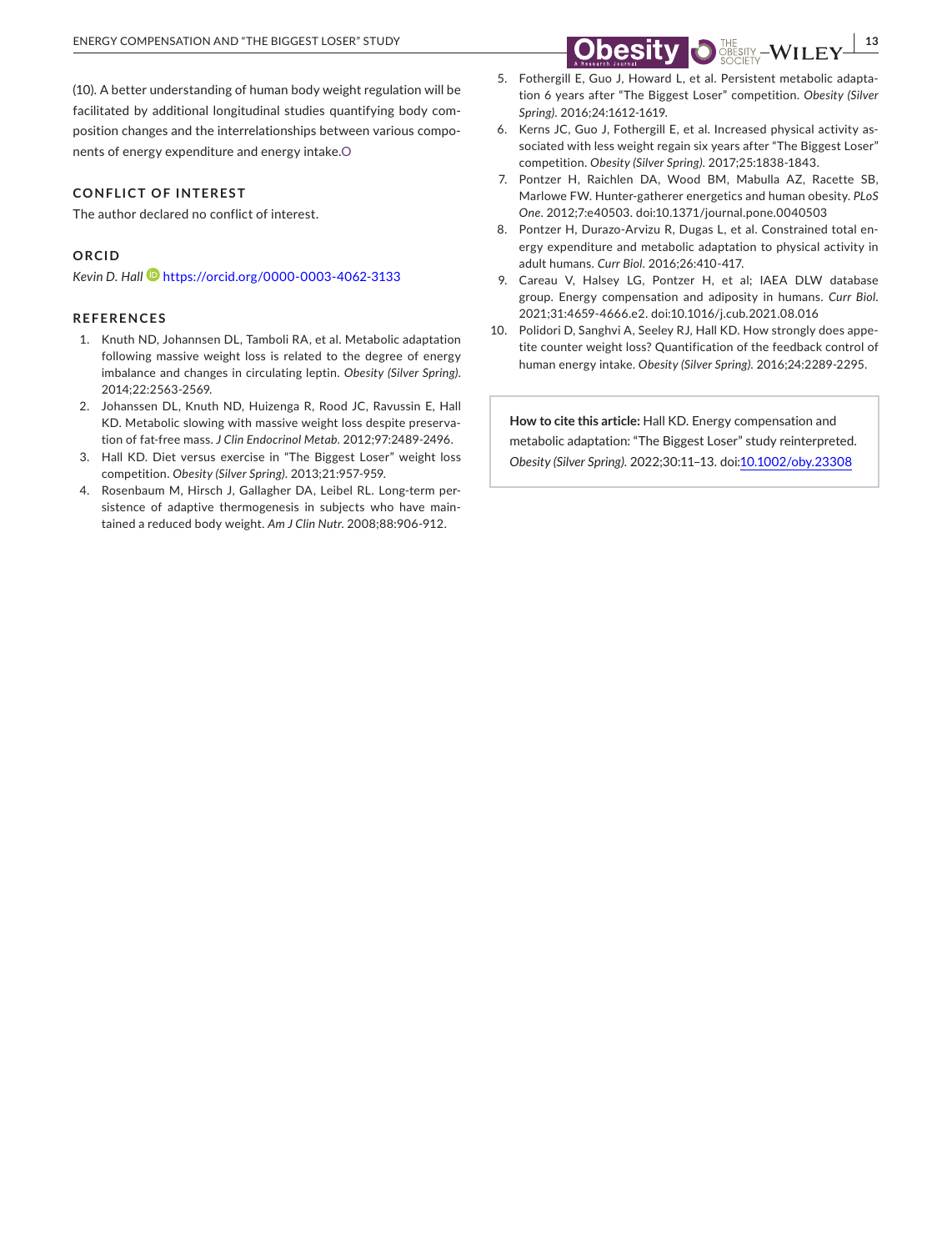(10). A better understanding of human body weight regulation will be facilitated by additional longitudinal studies quantifying body composition changes and the interrelationships between various components of energy expenditure and energy intake.

## CONFLICT OF INTEREST

The author declared no conflict of interest.

## ORCID

*Kevin D. Hall* https://orcid.org/0000-0003-4062-3133

## REFERENCES

1. Knuth ND, Johannsen DL, Tamboli RA, et al. Metabolic adaptation following massive weight loss is related to the degree of energy imbalance and changes in circulating leptin. *Obesity (Silver Spring)*. 2014;22:2563-2569.
2. Johannsen DL, Knuth ND, Huizenga R, Rood JC, Ravussin E, Hall KD. Metabolic slowing with massive weight loss despite preservation of fat-free mass. *J Clin Endocrinol Metab*. 2012;97:2489-2496.
3. Hall KD. Diet versus exercise in "The Biggest Loser" weight loss competition. *Obesity (Silver Spring)*. 2013;21:957-959.
4. Rosenbaum M, Hirsch J, Gallagher DA, Leibel RL. Long-term persistence of adaptive thermogenesis in subjects who have maintained a reduced body weight. *Am J Clin Nutr*. 2008;88:906-912.
5. Fothergill E, Guo J, Howard L, et al. Persistent metabolic adaptation 6 years after "The Biggest Loser" competition. *Obesity (Silver Spring)*. 2016;24:1612-1619.
6. Kerns JC, Guo J, Fothergill E, et al. Increased physical activity associated with less weight regain six years after "The Biggest Loser" competition. *Obesity (Silver Spring)*. 2017;25:1838-1843.
7. Pontzer H, Raichlen DA, Wood BM, Mabulla AZ, Racette SB, Marlowe FW. Hunter-gatherer energetics and human obesity. *PLoS One*. 2012;7:e40503. doi:10.1371/journal.pone.0040503
8. Pontzer H, Durazo-Arvizu R, Dugas L, et al. Constrained total energy expenditure and metabolic adaptation to physical activity in adult humans. *Curr Biol*. 2016;26:410-417.
9. Careau V, Halsey LG, Pontzer H, et al; IAEA DLW database group. Energy compensation and adiposity in humans. *Curr Biol*. 2021;31:4659-4666.e2. doi:10.1016/j.cub.2021.08.016
10. Polidori D, Sanghvi A, Seeley RJ, Hall KD. How strongly does appetite counter weight loss? Quantification of the feedback control of human energy intake. *Obesity (Silver Spring)*. 2016;24:2289-2295.

**How to cite this article:** Hall KD. Energy compensation and metabolic adaptation: "The Biggest Loser" study reinterpreted. *Obesity (Silver Spring)*. 2022;30:11–13. doi:10.1002/oby.23308